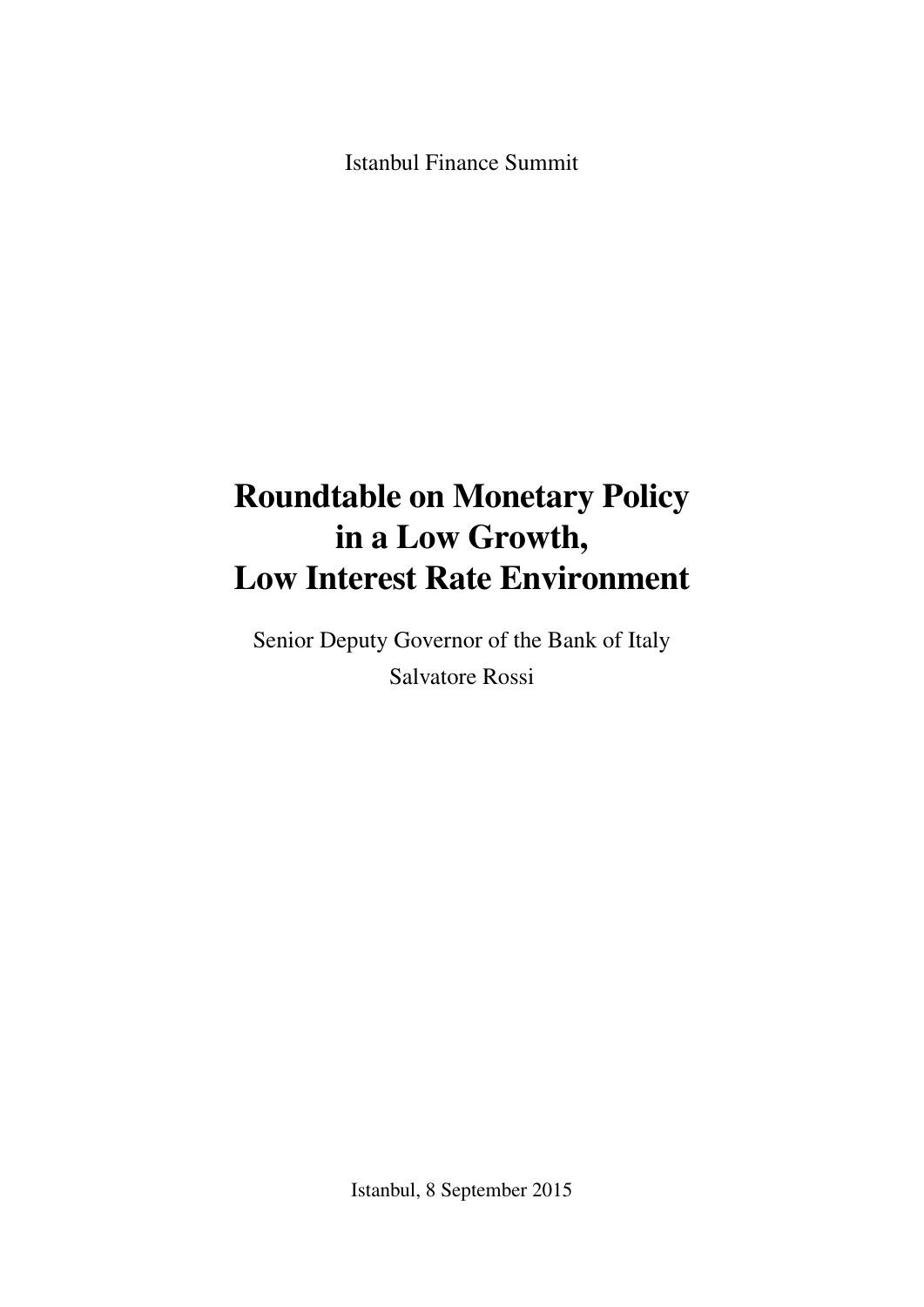Istanbul Finance Summit

# Roundtable on Monetary Policy in a Low Growth, Low Interest Rate Environment

Senior Deputy Governor of the Bank of Italy

Salvatore Rossi

Istanbul, 8 September 2015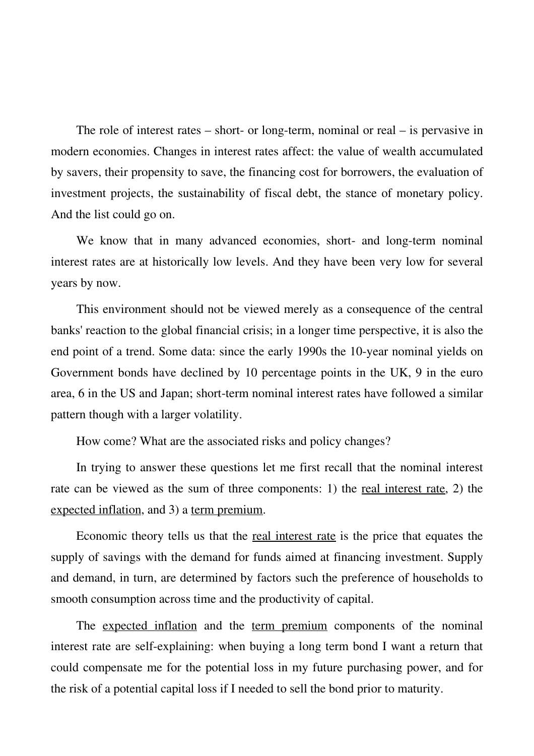The role of interest rates – short- or long-term, nominal or real – is pervasive in modern economies. Changes in interest rates affect: the value of wealth accumulated by savers, their propensity to save, the financing cost for borrowers, the evaluation of investment projects, the sustainability of fiscal debt, the stance of monetary policy. And the list could go on.

We know that in many advanced economies, short- and long-term nominal interest rates are at historically low levels. And they have been very low for several years by now.

This environment should not be viewed merely as a consequence of the central banks' reaction to the global financial crisis; in a longer time perspective, it is also the end point of a trend. Some data: since the early 1990s the 10-year nominal yields on Government bonds have declined by 10 percentage points in the UK, 9 in the euro area, 6 in the US and Japan; short-term nominal interest rates have followed a similar pattern though with a larger volatility.

How come? What are the associated risks and policy changes?

In trying to answer these questions let me first recall that the nominal interest rate can be viewed as the sum of three components: 1) the <u>real interest rate</u>, 2) the <u>expected inflation</u>, and 3) a <u>term premium</u>.

Economic theory tells us that the <u>real interest rate</u> is the price that equates the supply of savings with the demand for funds aimed at financing investment. Supply and demand, in turn, are determined by factors such the preference of households to smooth consumption across time and the productivity of capital.

The <u>expected inflation</u> and the <u>term premium</u> components of the nominal interest rate are self-explaining: when buying a long term bond I want a return that could compensate me for the potential loss in my future purchasing power, and for the risk of a potential capital loss if I needed to sell the bond prior to maturity.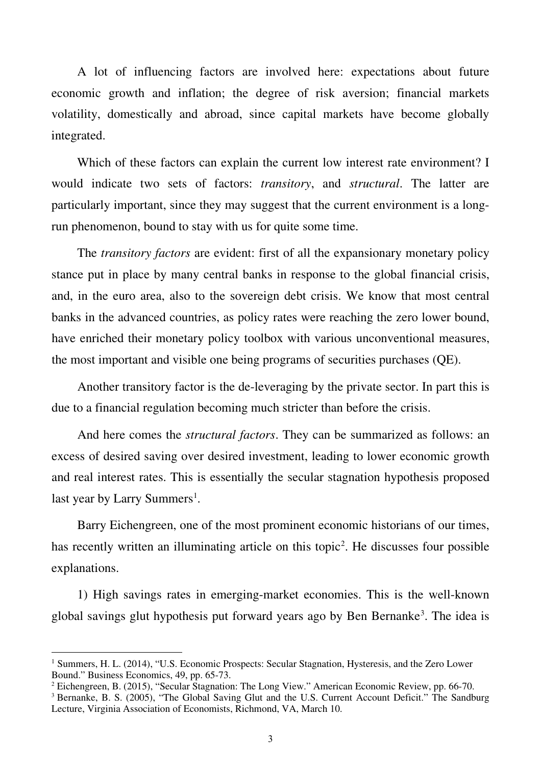A lot of influencing factors are involved here: expectations about future economic growth and inflation; the degree of risk aversion; financial markets volatility, domestically and abroad, since capital markets have become globally integrated.

Which of these factors can explain the current low interest rate environment? I would indicate two sets of factors: *transitory*, and *structural*. The latter are particularly important, since they may suggest that the current environment is a long-run phenomenon, bound to stay with us for quite some time.

The *transitory factors* are evident: first of all the expansionary monetary policy stance put in place by many central banks in response to the global financial crisis, and, in the euro area, also to the sovereign debt crisis. We know that most central banks in the advanced countries, as policy rates were reaching the zero lower bound, have enriched their monetary policy toolbox with various unconventional measures, the most important and visible one being programs of securities purchases (QE).

Another transitory factor is the de-leveraging by the private sector. In part this is due to a financial regulation becoming much stricter than before the crisis.

And here comes the *structural factors*. They can be summarized as follows: an excess of desired saving over desired investment, leading to lower economic growth and real interest rates. This is essentially the secular stagnation hypothesis proposed last year by Larry Summers[1].

Barry Eichengreen, one of the most prominent economic historians of our times, has recently written an illuminating article on this topic[2]. He discusses four possible explanations.

1) High savings rates in emerging-market economies. This is the well-known global savings glut hypothesis put forward years ago by Ben Bernanke[3]. The idea is

---

[1] Summers, H. L. (2014), "U.S. Economic Prospects: Secular Stagnation, Hysteresis, and the Zero Lower Bound." Business Economics, 49, pp. 65-73.

[2] Eichengreen, B. (2015), "Secular Stagnation: The Long View." American Economic Review, pp. 66-70.

[3] Bernanke, B. S. (2005), "The Global Saving Glut and the U.S. Current Account Deficit." The Sandburg Lecture, Virginia Association of Economists, Richmond, VA, March 10.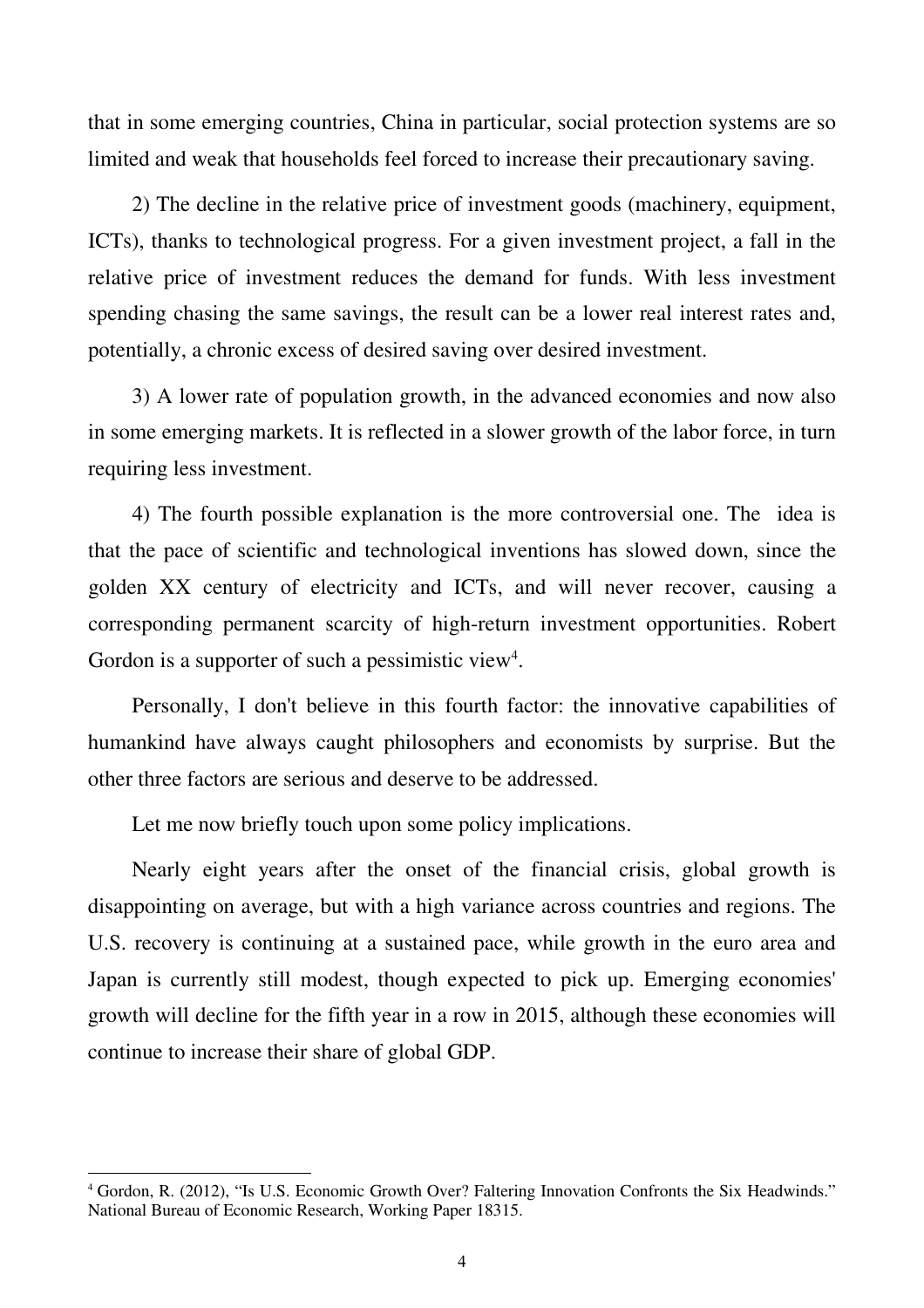that in some emerging countries, China in particular, social protection systems are so limited and weak that households feel forced to increase their precautionary saving.

2) The decline in the relative price of investment goods (machinery, equipment, ICTs), thanks to technological progress. For a given investment project, a fall in the relative price of investment reduces the demand for funds. With less investment spending chasing the same savings, the result can be a lower real interest rates and, potentially, a chronic excess of desired saving over desired investment.

3) A lower rate of population growth, in the advanced economies and now also in some emerging markets. It is reflected in a slower growth of the labor force, in turn requiring less investment.

4) The fourth possible explanation is the more controversial one. The idea is that the pace of scientific and technological inventions has slowed down, since the golden XX century of electricity and ICTs, and will never recover, causing a corresponding permanent scarcity of high-return investment opportunities. Robert Gordon is a supporter of such a pessimistic view[4].

Personally, I don't believe in this fourth factor: the innovative capabilities of humankind have always caught philosophers and economists by surprise. But the other three factors are serious and deserve to be addressed.

Let me now briefly touch upon some policy implications.

Nearly eight years after the onset of the financial crisis, global growth is disappointing on average, but with a high variance across countries and regions. The U.S. recovery is continuing at a sustained pace, while growth in the euro area and Japan is currently still modest, though expected to pick up. Emerging economies' growth will decline for the fifth year in a row in 2015, although these economies will continue to increase their share of global GDP.

---

[4] Gordon, R. (2012), "Is U.S. Economic Growth Over? Faltering Innovation Confronts the Six Headwinds." National Bureau of Economic Research, Working Paper 18315.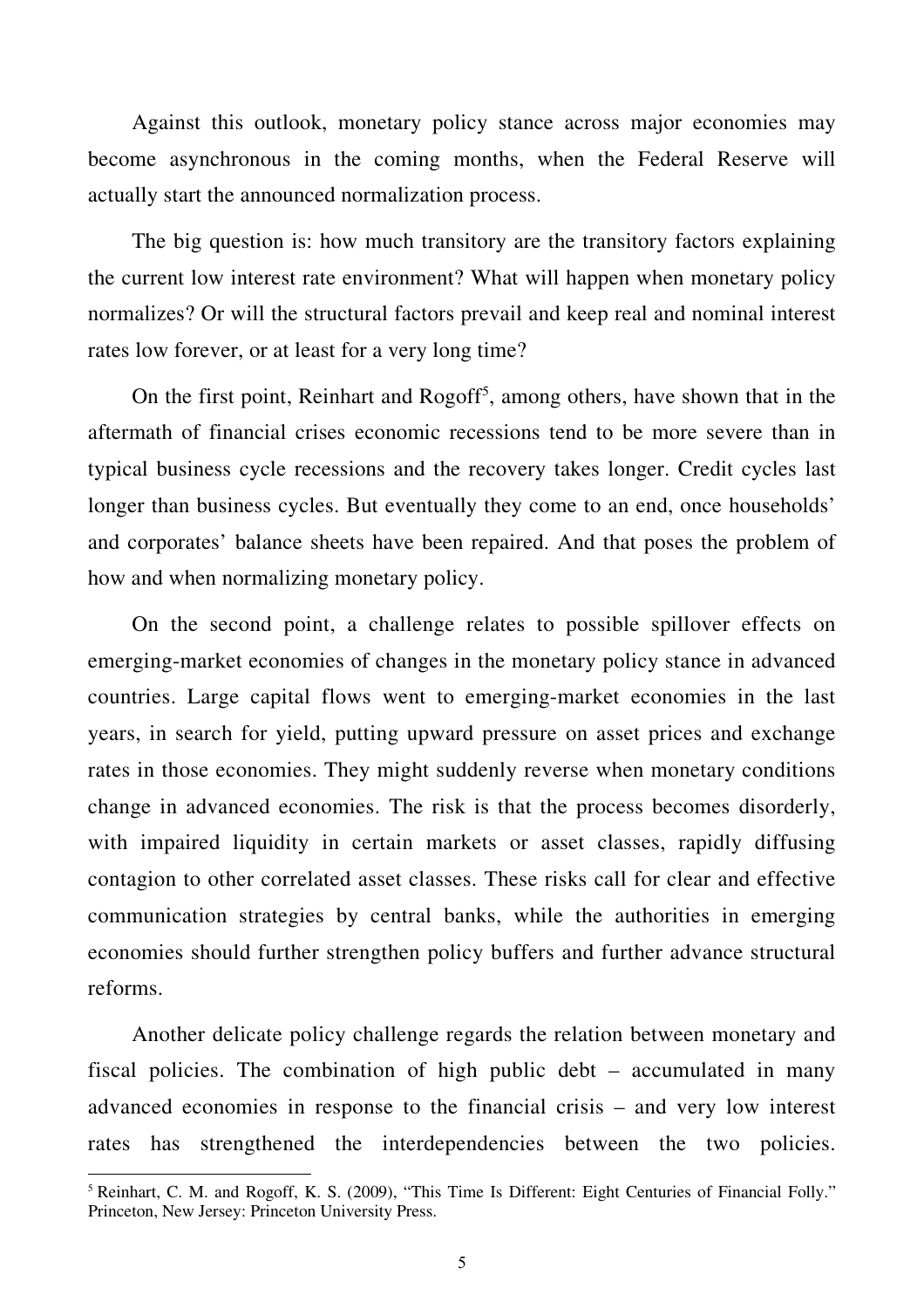Against this outlook, monetary policy stance across major economies may become asynchronous in the coming months, when the Federal Reserve will actually start the announced normalization process.

The big question is: how much transitory are the transitory factors explaining the current low interest rate environment? What will happen when monetary policy normalizes? Or will the structural factors prevail and keep real and nominal interest rates low forever, or at least for a very long time?

On the first point, Reinhart and Rogoff[5], among others, have shown that in the aftermath of financial crises economic recessions tend to be more severe than in typical business cycle recessions and the recovery takes longer. Credit cycles last longer than business cycles. But eventually they come to an end, once households' and corporates' balance sheets have been repaired. And that poses the problem of how and when normalizing monetary policy.

On the second point, a challenge relates to possible spillover effects on emerging-market economies of changes in the monetary policy stance in advanced countries. Large capital flows went to emerging-market economies in the last years, in search for yield, putting upward pressure on asset prices and exchange rates in those economies. They might suddenly reverse when monetary conditions change in advanced economies. The risk is that the process becomes disorderly, with impaired liquidity in certain markets or asset classes, rapidly diffusing contagion to other correlated asset classes. These risks call for clear and effective communication strategies by central banks, while the authorities in emerging economies should further strengthen policy buffers and further advance structural reforms.

Another delicate policy challenge regards the relation between monetary and fiscal policies. The combination of high public debt – accumulated in many advanced economies in response to the financial crisis – and very low interest rates has strengthened the interdependencies between the two policies.

[5] Reinhart, C. M. and Rogoff, K. S. (2009), "This Time Is Different: Eight Centuries of Financial Folly." Princeton, New Jersey: Princeton University Press.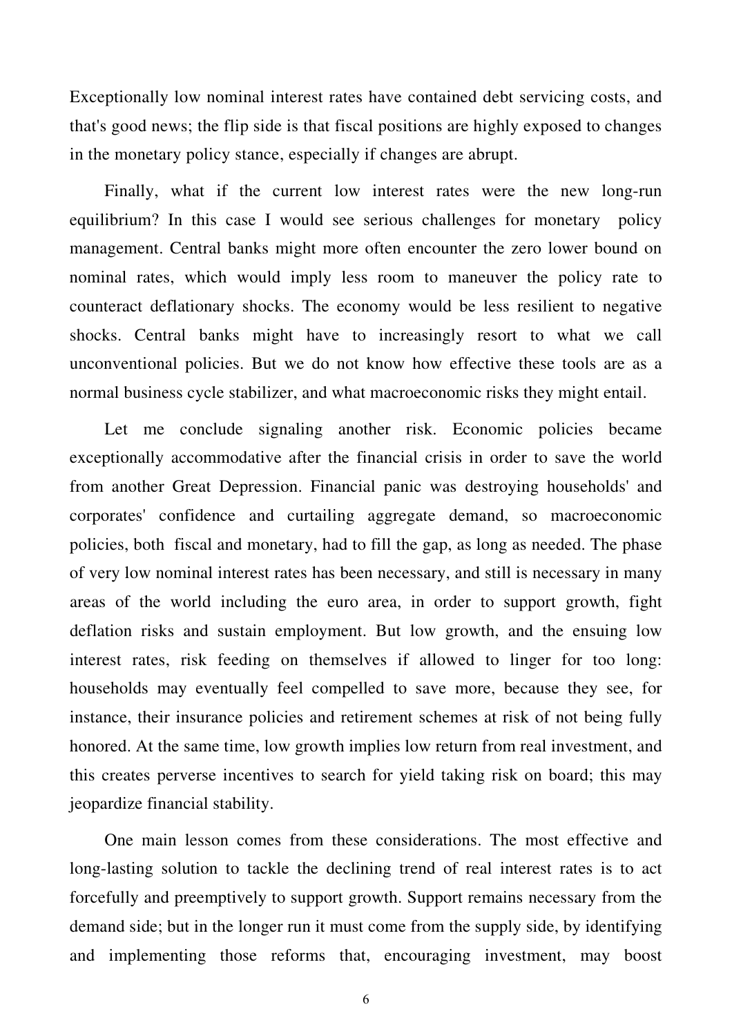Exceptionally low nominal interest rates have contained debt servicing costs, and that's good news; the flip side is that fiscal positions are highly exposed to changes in the monetary policy stance, especially if changes are abrupt.

Finally, what if the current low interest rates were the new long-run equilibrium? In this case I would see serious challenges for monetary policy management. Central banks might more often encounter the zero lower bound on nominal rates, which would imply less room to maneuver the policy rate to counteract deflationary shocks. The economy would be less resilient to negative shocks. Central banks might have to increasingly resort to what we call unconventional policies. But we do not know how effective these tools are as a normal business cycle stabilizer, and what macroeconomic risks they might entail.

Let me conclude signaling another risk. Economic policies became exceptionally accommodative after the financial crisis in order to save the world from another Great Depression. Financial panic was destroying households' and corporates' confidence and curtailing aggregate demand, so macroeconomic policies, both fiscal and monetary, had to fill the gap, as long as needed. The phase of very low nominal interest rates has been necessary, and still is necessary in many areas of the world including the euro area, in order to support growth, fight deflation risks and sustain employment. But low growth, and the ensuing low interest rates, risk feeding on themselves if allowed to linger for too long: households may eventually feel compelled to save more, because they see, for instance, their insurance policies and retirement schemes at risk of not being fully honored. At the same time, low growth implies low return from real investment, and this creates perverse incentives to search for yield taking risk on board; this may jeopardize financial stability.

One main lesson comes from these considerations. The most effective and long-lasting solution to tackle the declining trend of real interest rates is to act forcefully and preemptively to support growth. Support remains necessary from the demand side; but in the longer run it must come from the supply side, by identifying and implementing those reforms that, encouraging investment, may boost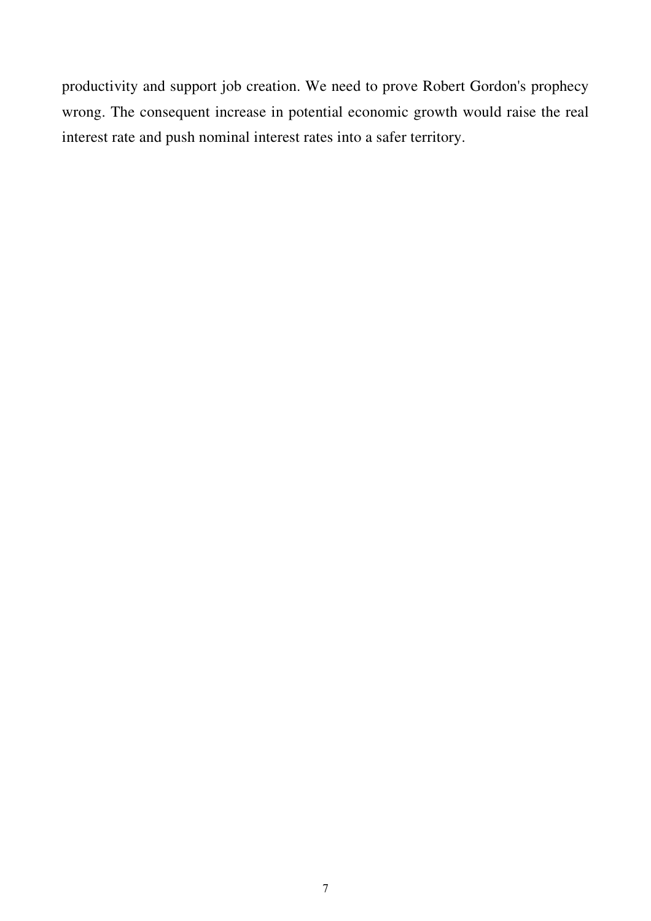productivity and support job creation. We need to prove Robert Gordon's prophecy wrong. The consequent increase in potential economic growth would raise the real interest rate and push nominal interest rates into a safer territory.